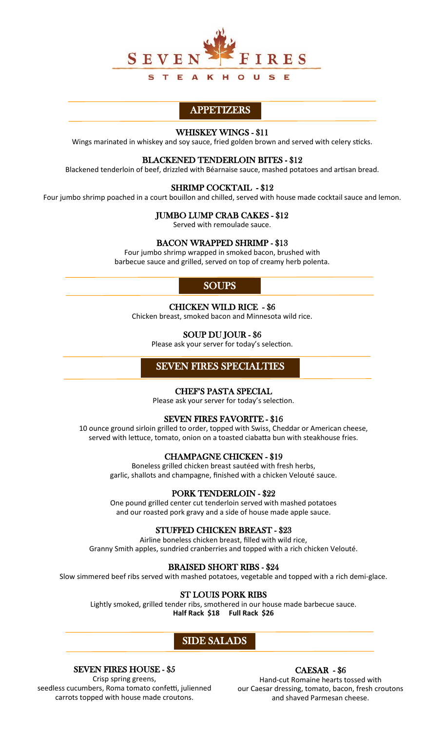# SEVEN FIRES

STEAKHOUSE

## APPETIZERS

### WHISKEY WINGS - $11

Wings marinated in whiskey and soy sauce, fried golden brown and served with celery sticks.

### BLACKENED TENDERLOIN BITES - $12

Blackened tenderloin of beef, drizzled with Béarnaise sauce, mashed potatoes and artisan bread.

### SHRIMP COCKTAIL - $12

Four jumbo shrimp poached in a court bouillon and chilled, served with house made cocktail sauce and lemon.

### JUMBO LUMP CRAB CAKES - $12

Served with remoulade sauce.

### BACON WRAPPED SHRIMP - $13

Four jumbo shrimp wrapped in smoked bacon, brushed with barbecue sauce and grilled, served on top of creamy herb polenta.

## SOUPS

### CHICKEN WILD RICE - $6

Chicken breast, smoked bacon and Minnesota wild rice.

### SOUP DU JOUR - $6

Please ask your server for today's selection.

## SEVEN FIRES SPECIALTIES

### CHEF'S PASTA SPECIAL

Please ask your server for today's selection.

### SEVEN FIRES FAVORITE - $16

10 ounce ground sirloin grilled to order, topped with Swiss, Cheddar or American cheese, served with lettuce, tomato, onion on a toasted ciabatta bun with steakhouse fries.

### CHAMPAGNE CHICKEN - $19

Boneless grilled chicken breast sautéed with fresh herbs, garlic, shallots and champagne, finished with a chicken Velouté sauce.

### PORK TENDERLOIN - $22

One pound grilled center cut tenderloin served with mashed potatoes and our roasted pork gravy and a side of house made apple sauce.

### STUFFED CHICKEN BREAST - $23

Airline boneless chicken breast, filled with wild rice, Granny Smith apples, sundried cranberries and topped with a rich chicken Velouté.

### BRAISED SHORT RIBS - $24

Slow simmered beef ribs served with mashed potatoes, vegetable and topped with a rich demi-glace.

### ST LOUIS PORK RIBS

Lightly smoked, grilled tender ribs, smothered in our house made barbecue sauce.

**Half Rack $18 Full Rack $26**

## SIDE SALADS

### SEVEN FIRES HOUSE - $5

Crisp spring greens, seedless cucumbers, Roma tomato confetti, julienned carrots topped with house made croutons.

### CAESAR - $6

Hand-cut Romaine hearts tossed with our Caesar dressing, tomato, bacon, fresh croutons and shaved Parmesan cheese.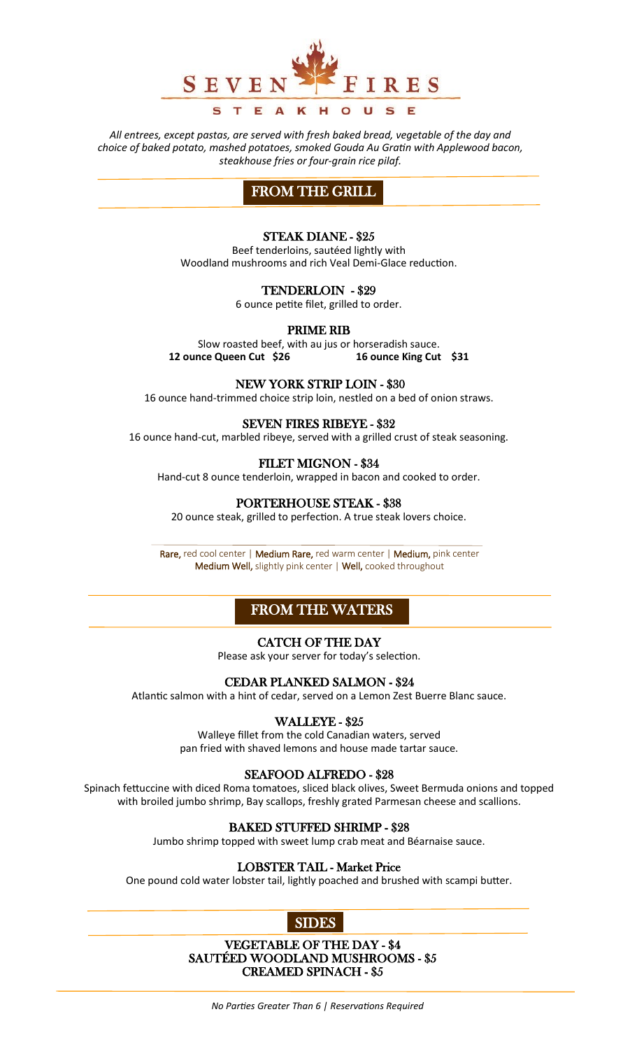# SEVEN FIRES

STEAKHOUSE

*All entrees, except pastas, are served with fresh baked bread, vegetable of the day and choice of baked potato, mashed potatoes, smoked Gouda Au Gratin with Applewood bacon, steakhouse fries or four-grain rice pilaf.*

## FROM THE GRILL

### STEAK DIANE - $25

Beef tenderloins, sautéed lightly with Woodland mushrooms and rich Veal Demi-Glace reduction.

### TENDERLOIN - $29

6 ounce petite filet, grilled to order.

### PRIME RIB

Slow roasted beef, with au jus or horseradish sauce.

**12 ounce Queen Cut $26** **16 ounce King Cut $31**

### NEW YORK STRIP LOIN - $30

16 ounce hand-trimmed choice strip loin, nestled on a bed of onion straws.

### SEVEN FIRES RIBEYE - $32

16 ounce hand-cut, marbled ribeye, served with a grilled crust of steak seasoning.

### FILET MIGNON - $34

Hand-cut 8 ounce tenderloin, wrapped in bacon and cooked to order.

### PORTERHOUSE STEAK - $38

20 ounce steak, grilled to perfection. A true steak lovers choice.

Rare, red cool center | Medium Rare, red warm center | Medium, pink center
Medium Well, slightly pink center | Well, cooked throughout

## FROM THE WATERS

### CATCH OF THE DAY

Please ask your server for today's selection.

### CEDAR PLANKED SALMON - $24

Atlantic salmon with a hint of cedar, served on a Lemon Zest Buerre Blanc sauce.

### WALLEYE - $25

Walleye fillet from the cold Canadian waters, served pan fried with shaved lemons and house made tartar sauce.

### SEAFOOD ALFREDO - $28

Spinach fettuccine with diced Roma tomatoes, sliced black olives, Sweet Bermuda onions and topped with broiled jumbo shrimp, Bay scallops, freshly grated Parmesan cheese and scallions.

### BAKED STUFFED SHRIMP - $28

Jumbo shrimp topped with sweet lump crab meat and Béarnaise sauce.

### LOBSTER TAIL - Market Price

One pound cold water lobster tail, lightly poached and brushed with scampi butter.

## SIDES

**VEGETABLE OF THE DAY - $4**
**SAUTÉED WOODLAND MUSHROOMS - $5**
**CREAMED SPINACH - $5**

*No Parties Greater Than 6 | Reservations Required*